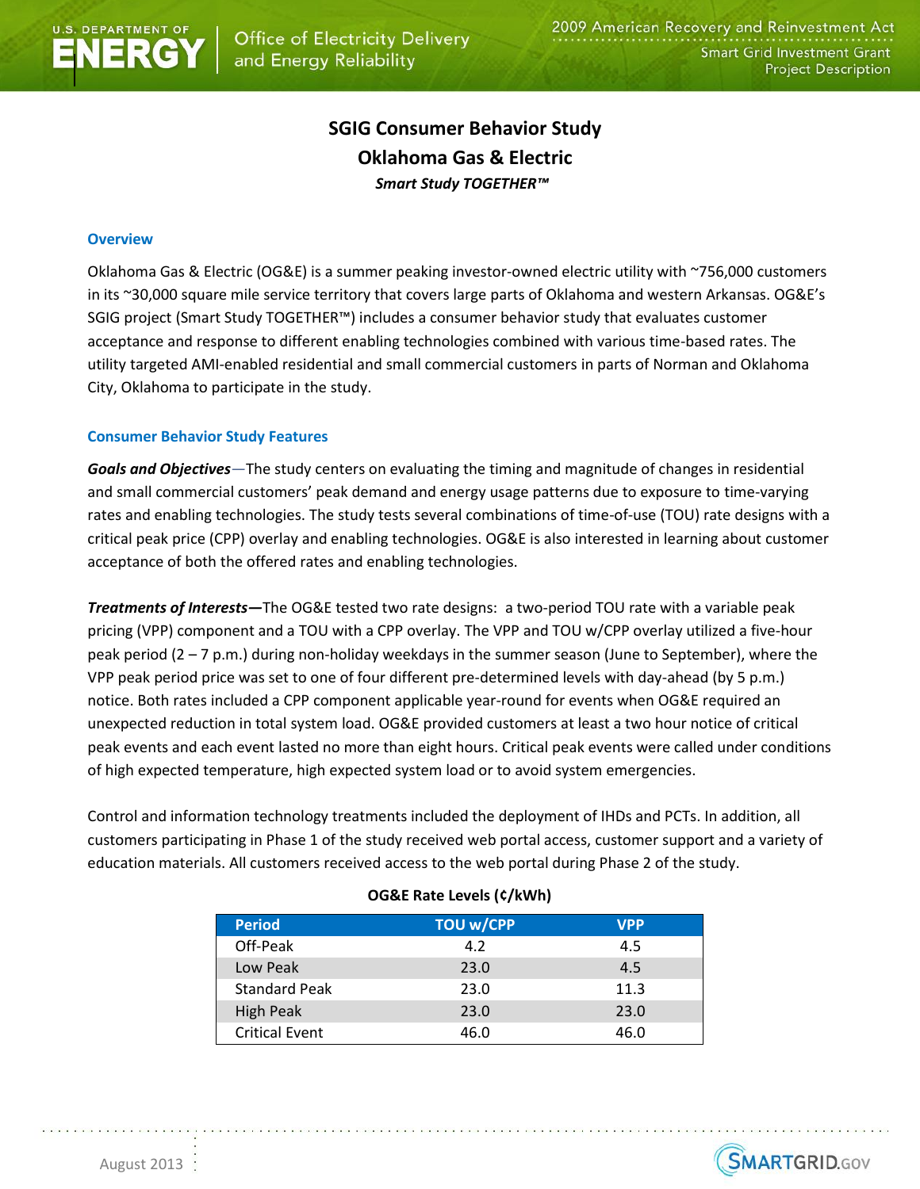# SGIG Consumer Behavior Study

## Oklahoma Gas & Electric

***Smart Study TOGETHER™***

### Overview

Oklahoma Gas & Electric (OG&E) is a summer peaking investor-owned electric utility with ~756,000 customers in its ~30,000 square mile service territory that covers large parts of Oklahoma and western Arkansas. OG&E's SGIG project (Smart Study TOGETHER™) includes a consumer behavior study that evaluates customer acceptance and response to different enabling technologies combined with various time-based rates. The utility targeted AMI-enabled residential and small commercial customers in parts of Norman and Oklahoma City, Oklahoma to participate in the study.

### Consumer Behavior Study Features

***Goals and Objectives***—The study centers on evaluating the timing and magnitude of changes in residential and small commercial customers' peak demand and energy usage patterns due to exposure to time-varying rates and enabling technologies. The study tests several combinations of time-of-use (TOU) rate designs with a critical peak price (CPP) overlay and enabling technologies. OG&E is also interested in learning about customer acceptance of both the offered rates and enabling technologies.

***Treatments of Interests***—The OG&E tested two rate designs: a two-period TOU rate with a variable peak pricing (VPP) component and a TOU with a CPP overlay. The VPP and TOU w/CPP overlay utilized a five-hour peak period (2 – 7 p.m.) during non-holiday weekdays in the summer season (June to September), where the VPP peak period price was set to one of four different pre-determined levels with day-ahead (by 5 p.m.) notice. Both rates included a CPP component applicable year-round for events when OG&E required an unexpected reduction in total system load. OG&E provided customers at least a two hour notice of critical peak events and each event lasted no more than eight hours. Critical peak events were called under conditions of high expected temperature, high expected system load or to avoid system emergencies.

Control and information technology treatments included the deployment of IHDs and PCTs. In addition, all customers participating in Phase 1 of the study received web portal access, customer support and a variety of education materials. All customers received access to the web portal during Phase 2 of the study.

**OG&E Rate Levels (¢/kWh)**

| Period | TOU w/CPP | VPP |
|---|---|---|
| Off-Peak | 4.2 | 4.5 |
| Low Peak | 23.0 | 4.5 |
| Standard Peak | 23.0 | 11.3 |
| High Peak | 23.0 | 23.0 |
| Critical Event | 46.0 | 46.0 |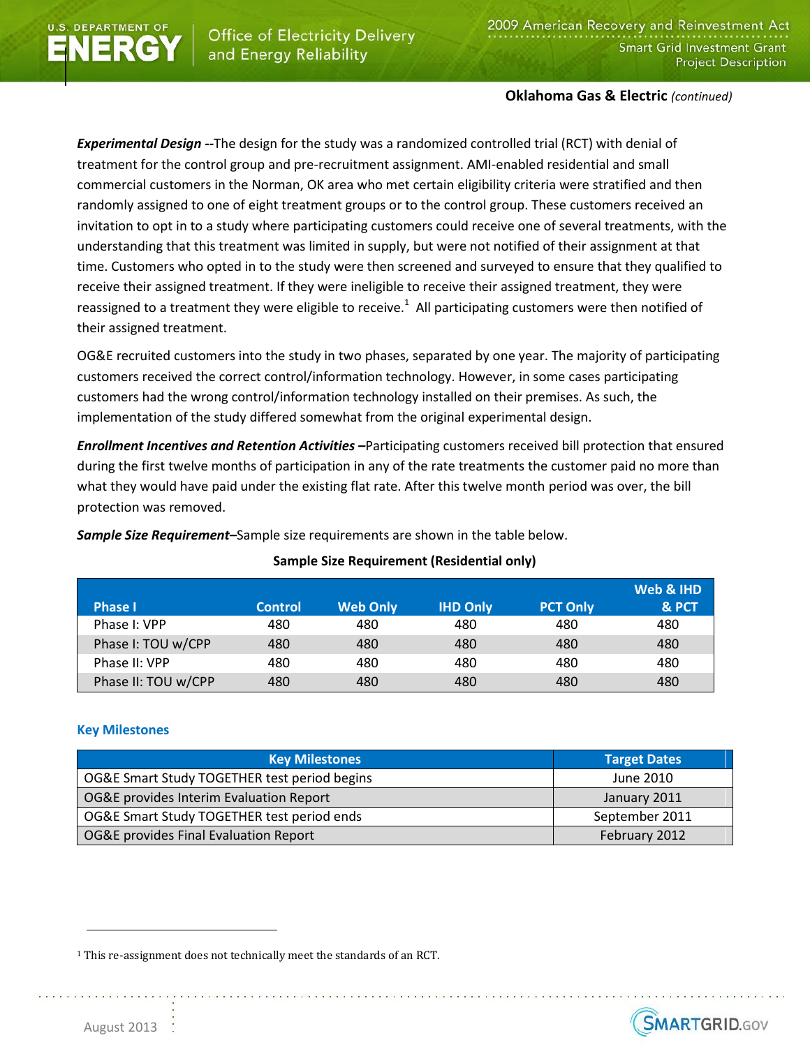**Oklahoma Gas & Electric** *(continued)*

***Experimental Design --***The design for the study was a randomized controlled trial (RCT) with denial of treatment for the control group and pre-recruitment assignment. AMI-enabled residential and small commercial customers in the Norman, OK area who met certain eligibility criteria were stratified and then randomly assigned to one of eight treatment groups or to the control group. These customers received an invitation to opt in to a study where participating customers could receive one of several treatments, with the understanding that this treatment was limited in supply, but were not notified of their assignment at that time. Customers who opted in to the study were then screened and surveyed to ensure that they qualified to receive their assigned treatment. If they were ineligible to receive their assigned treatment, they were reassigned to a treatment they were eligible to receive.[1] All participating customers were then notified of their assigned treatment.

OG&E recruited customers into the study in two phases, separated by one year. The majority of participating customers received the correct control/information technology. However, in some cases participating customers had the wrong control/information technology installed on their premises. As such, the implementation of the study differed somewhat from the original experimental design.

***Enrollment Incentives and Retention Activities –***Participating customers received bill protection that ensured during the first twelve months of participation in any of the rate treatments the customer paid no more than what they would have paid under the existing flat rate. After this twelve month period was over, the bill protection was removed.

***Sample Size Requirement–***Sample size requirements are shown in the table below.

**Sample Size Requirement (Residential only)**

| Phase I | Control | Web Only | IHD Only | PCT Only | Web & IHD & PCT |
|---|---|---|---|---|---|
| Phase I: VPP | 480 | 480 | 480 | 480 | 480 |
| Phase I: TOU w/CPP | 480 | 480 | 480 | 480 | 480 |
| Phase II: VPP | 480 | 480 | 480 | 480 | 480 |
| Phase II: TOU w/CPP | 480 | 480 | 480 | 480 | 480 |

### Key Milestones

| Key Milestones | Target Dates |
|---|---|
| OG&E Smart Study TOGETHER test period begins | June 2010 |
| OG&E provides Interim Evaluation Report | January 2011 |
| OG&E Smart Study TOGETHER test period ends | September 2011 |
| OG&E provides Final Evaluation Report | February 2012 |

[1] This re-assignment does not technically meet the standards of an RCT.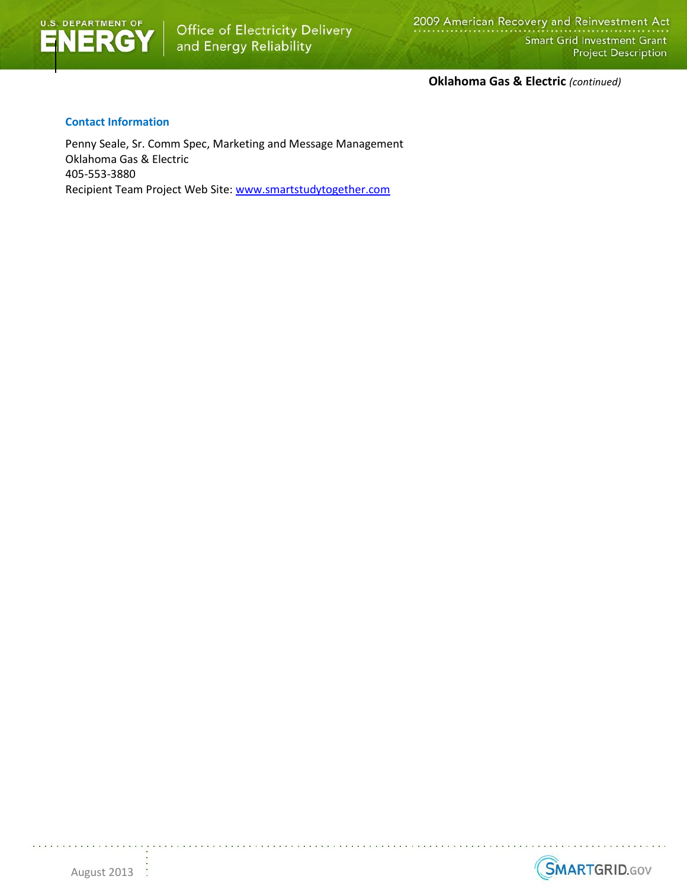## Contact Information

Penny Seale, Sr. Comm Spec, Marketing and Message Management
Oklahoma Gas & Electric
405-553-3880
Recipient Team Project Web Site: www.smartstudytogether.com